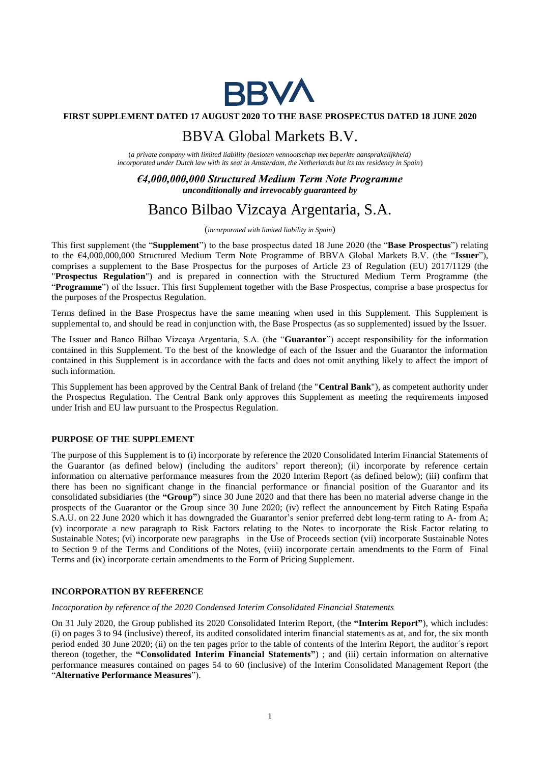BBVA

**FIRST SUPPLEMENT DATED 17 AUGUST 2020 TO THE BASE PROSPECTUS DATED 18 JUNE 2020**

# BBVA Global Markets B.V.

(*a private company with limited liability (besloten vennootschap met beperkte aansprakelijkheid) incorporated under Dutch law with its seat in Amsterdam, the Netherlands but its tax residency in Spain*)

***€4,000,000,000 Structured Medium Term Note Programme***
***unconditionally and irrevocably guaranteed by***

# Banco Bilbao Vizcaya Argentaria, S.A.

(*incorporated with limited liability in Spain*)

This first supplement (the "**Supplement**") to the base prospectus dated 18 June 2020 (the "**Base Prospectus**") relating to the €4,000,000,000 Structured Medium Term Note Programme of BBVA Global Markets B.V. (the "**Issuer**"), comprises a supplement to the Base Prospectus for the purposes of Article 23 of Regulation (EU) 2017/1129 (the "**Prospectus Regulation**") and is prepared in connection with the Structured Medium Term Programme (the "**Programme**") of the Issuer. This first Supplement together with the Base Prospectus, comprise a base prospectus for the purposes of the Prospectus Regulation.

Terms defined in the Base Prospectus have the same meaning when used in this Supplement. This Supplement is supplemental to, and should be read in conjunction with, the Base Prospectus (as so supplemented) issued by the Issuer.

The Issuer and Banco Bilbao Vizcaya Argentaria, S.A. (the "**Guarantor**") accept responsibility for the information contained in this Supplement. To the best of the knowledge of each of the Issuer and the Guarantor the information contained in this Supplement is in accordance with the facts and does not omit anything likely to affect the import of such information.

This Supplement has been approved by the Central Bank of Ireland (the "**Central Bank**"), as competent authority under the Prospectus Regulation. The Central Bank only approves this Supplement as meeting the requirements imposed under Irish and EU law pursuant to the Prospectus Regulation.

## PURPOSE OF THE SUPPLEMENT

The purpose of this Supplement is to (i) incorporate by reference the 2020 Consolidated Interim Financial Statements of the Guarantor (as defined below) (including the auditors' report thereon); (ii) incorporate by reference certain information on alternative performance measures from the 2020 Interim Report (as defined below); (iii) confirm that there has been no significant change in the financial performance or financial position of the Guarantor and its consolidated subsidiaries (the **"Group"**) since 30 June 2020 and that there has been no material adverse change in the prospects of the Guarantor or the Group since 30 June 2020; (iv) reflect the announcement by Fitch Rating España S.A.U. on 22 June 2020 which it has downgraded the Guarantor's senior preferred debt long-term rating to A- from A; (v) incorporate a new paragraph to Risk Factors relating to the Notes to incorporate the Risk Factor relating to Sustainable Notes; (vi) incorporate new paragraphs in the Use of Proceeds section (vii) incorporate Sustainable Notes to Section 9 of the Terms and Conditions of the Notes, (viii) incorporate certain amendments to the Form of Final Terms and (ix) incorporate certain amendments to the Form of Pricing Supplement.

## INCORPORATION BY REFERENCE

*Incorporation by reference of the 2020 Condensed Interim Consolidated Financial Statements*

On 31 July 2020, the Group published its 2020 Consolidated Interim Report, (the **"Interim Report"**), which includes: (i) on pages 3 to 94 (inclusive) thereof, its audited consolidated interim financial statements as at, and for, the six month period ended 30 June 2020; (ii) on the ten pages prior to the table of contents of the Interim Report, the auditor´s report thereon (together, the **"Consolidated Interim Financial Statements"**) ; and (iii) certain information on alternative performance measures contained on pages 54 to 60 (inclusive) of the Interim Consolidated Management Report (the "**Alternative Performance Measures**").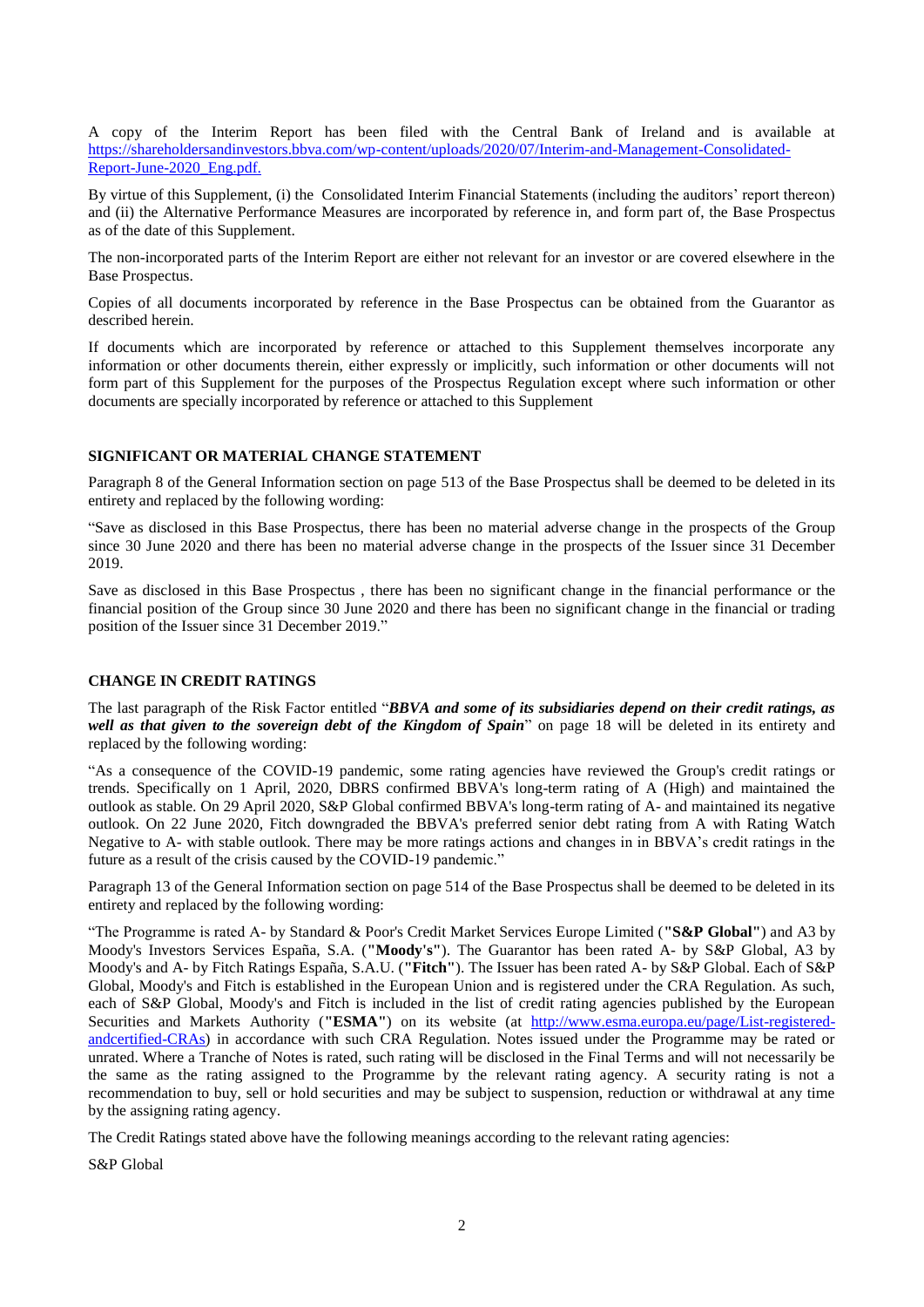A copy of the Interim Report has been filed with the Central Bank of Ireland and is available at [https://shareholdersandinvestors.bbva.com/wp-content/uploads/2020/07/Interim-and-Management-Consolidated-Report-June-2020_Eng.pdf.](https://shareholdersandinvestors.bbva.com/wp-content/uploads/2020/07/Interim-and-Management-Consolidated-Report-June-2020_Eng.pdf)

By virtue of this Supplement, (i) the Consolidated Interim Financial Statements (including the auditors' report thereon) and (ii) the Alternative Performance Measures are incorporated by reference in, and form part of, the Base Prospectus as of the date of this Supplement.

The non-incorporated parts of the Interim Report are either not relevant for an investor or are covered elsewhere in the Base Prospectus.

Copies of all documents incorporated by reference in the Base Prospectus can be obtained from the Guarantor as described herein.

If documents which are incorporated by reference or attached to this Supplement themselves incorporate any information or other documents therein, either expressly or implicitly, such information or other documents will not form part of this Supplement for the purposes of the Prospectus Regulation except where such information or other documents are specially incorporated by reference or attached to this Supplement

**SIGNIFICANT OR MATERIAL CHANGE STATEMENT**

Paragraph 8 of the General Information section on page 513 of the Base Prospectus shall be deemed to be deleted in its entirety and replaced by the following wording:

"Save as disclosed in this Base Prospectus, there has been no material adverse change in the prospects of the Group since 30 June 2020 and there has been no material adverse change in the prospects of the Issuer since 31 December 2019.

Save as disclosed in this Base Prospectus , there has been no significant change in the financial performance or the financial position of the Group since 30 June 2020 and there has been no significant change in the financial or trading position of the Issuer since 31 December 2019."

**CHANGE IN CREDIT RATINGS**

The last paragraph of the Risk Factor entitled "***BBVA and some of its subsidiaries depend on their credit ratings, as well as that given to the sovereign debt of the Kingdom of Spain***" on page 18 will be deleted in its entirety and replaced by the following wording:

"As a consequence of the COVID-19 pandemic, some rating agencies have reviewed the Group's credit ratings or trends. Specifically on 1 April, 2020, DBRS confirmed BBVA's long-term rating of A (High) and maintained the outlook as stable. On 29 April 2020, S&P Global confirmed BBVA's long-term rating of A- and maintained its negative outlook. On 22 June 2020, Fitch downgraded the BBVA's preferred senior debt rating from A with Rating Watch Negative to A- with stable outlook. There may be more ratings actions and changes in in BBVA's credit ratings in the future as a result of the crisis caused by the COVID-19 pandemic."

Paragraph 13 of the General Information section on page 514 of the Base Prospectus shall be deemed to be deleted in its entirety and replaced by the following wording:

"The Programme is rated A- by Standard & Poor's Credit Market Services Europe Limited (**"S&P Global"**) and A3 by Moody's Investors Services España, S.A. (**"Moody's"**). The Guarantor has been rated A- by S&P Global, A3 by Moody's and A- by Fitch Ratings España, S.A.U. (**"Fitch"**). The Issuer has been rated A- by S&P Global. Each of S&P Global, Moody's and Fitch is established in the European Union and is registered under the CRA Regulation. As such, each of S&P Global, Moody's and Fitch is included in the list of credit rating agencies published by the European Securities and Markets Authority (**"ESMA"**) on its website (at [http://www.esma.europa.eu/page/List-registered-andcertified-CRAs](http://www.esma.europa.eu/page/List-registered-andcertified-CRAs)) in accordance with such CRA Regulation. Notes issued under the Programme may be rated or unrated. Where a Tranche of Notes is rated, such rating will be disclosed in the Final Terms and will not necessarily be the same as the rating assigned to the Programme by the relevant rating agency. A security rating is not a recommendation to buy, sell or hold securities and may be subject to suspension, reduction or withdrawal at any time by the assigning rating agency.

The Credit Ratings stated above have the following meanings according to the relevant rating agencies:

S&P Global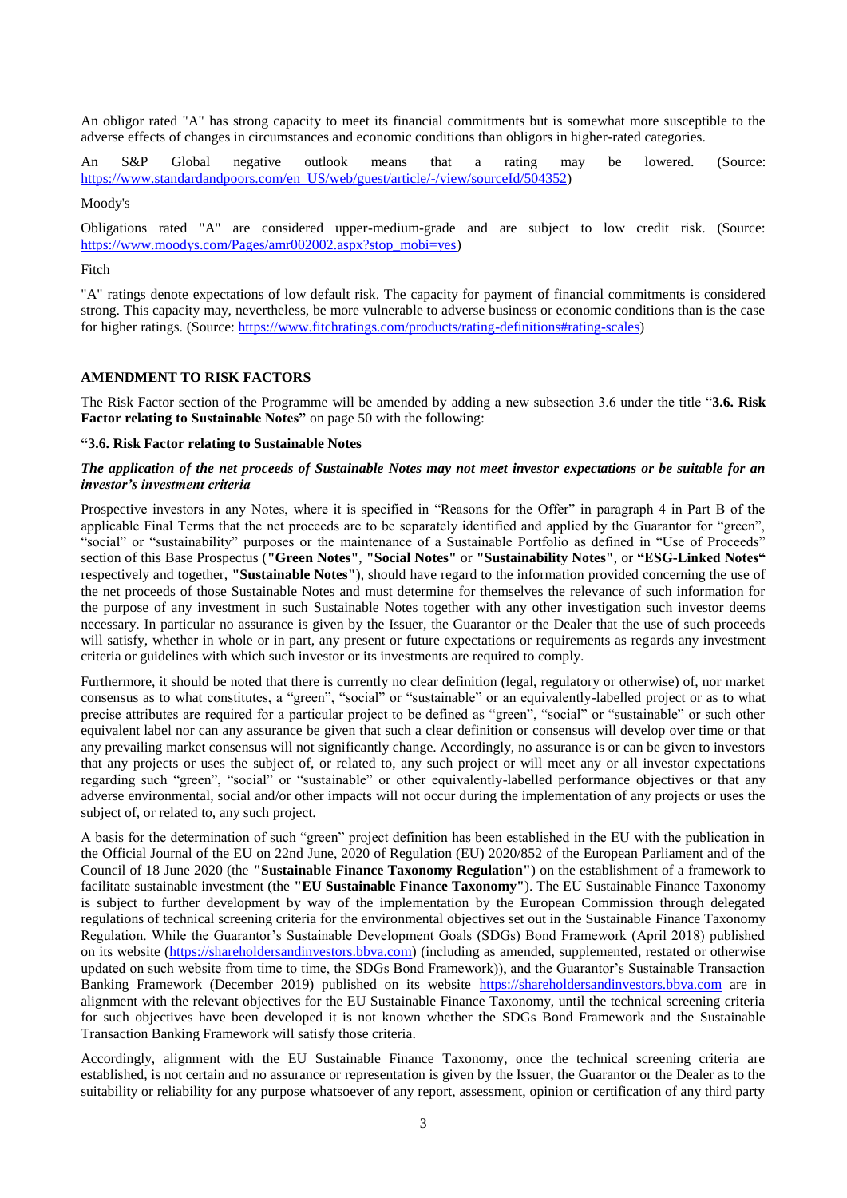An obligor rated "A" has strong capacity to meet its financial commitments but is somewhat more susceptible to the adverse effects of changes in circumstances and economic conditions than obligors in higher-rated categories.

An S&P Global negative outlook means that a rating may be lowered. (Source: https://www.standardandpoors.com/en_US/web/guest/article/-/view/sourceId/504352)

Moody's

Obligations rated "A" are considered upper-medium-grade and are subject to low credit risk. (Source: https://www.moodys.com/Pages/amr002002.aspx?stop_mobi=yes)

Fitch

"A" ratings denote expectations of low default risk. The capacity for payment of financial commitments is considered strong. This capacity may, nevertheless, be more vulnerable to adverse business or economic conditions than is the case for higher ratings. (Source: https://www.fitchratings.com/products/rating-definitions#rating-scales)

## AMENDMENT TO RISK FACTORS

The Risk Factor section of the Programme will be amended by adding a new subsection 3.6 under the title "**3.6. Risk Factor relating to Sustainable Notes"** on page 50 with the following:

**"3.6. Risk Factor relating to Sustainable Notes**

***The application of the net proceeds of Sustainable Notes may not meet investor expectations or be suitable for an investor's investment criteria***

Prospective investors in any Notes, where it is specified in "Reasons for the Offer" in paragraph 4 in Part B of the applicable Final Terms that the net proceeds are to be separately identified and applied by the Guarantor for "green", "social" or "sustainability" purposes or the maintenance of a Sustainable Portfolio as defined in "Use of Proceeds" section of this Base Prospectus (**"Green Notes"**, **"Social Notes"** or **"Sustainability Notes"**, or **"ESG-Linked Notes"** respectively and together, **"Sustainable Notes"**), should have regard to the information provided concerning the use of the net proceeds of those Sustainable Notes and must determine for themselves the relevance of such information for the purpose of any investment in such Sustainable Notes together with any other investigation such investor deems necessary. In particular no assurance is given by the Issuer, the Guarantor or the Dealer that the use of such proceeds will satisfy, whether in whole or in part, any present or future expectations or requirements as regards any investment criteria or guidelines with which such investor or its investments are required to comply.

Furthermore, it should be noted that there is currently no clear definition (legal, regulatory or otherwise) of, nor market consensus as to what constitutes, a "green", "social" or "sustainable" or an equivalently-labelled project or as to what precise attributes are required for a particular project to be defined as "green", "social" or "sustainable" or such other equivalent label nor can any assurance be given that such a clear definition or consensus will develop over time or that any prevailing market consensus will not significantly change. Accordingly, no assurance is or can be given to investors that any projects or uses the subject of, or related to, any such project or will meet any or all investor expectations regarding such "green", "social" or "sustainable" or other equivalently-labelled performance objectives or that any adverse environmental, social and/or other impacts will not occur during the implementation of any projects or uses the subject of, or related to, any such project.

A basis for the determination of such "green" project definition has been established in the EU with the publication in the Official Journal of the EU on 22nd June, 2020 of Regulation (EU) 2020/852 of the European Parliament and of the Council of 18 June 2020 (the **"Sustainable Finance Taxonomy Regulation"**) on the establishment of a framework to facilitate sustainable investment (the **"EU Sustainable Finance Taxonomy"**). The EU Sustainable Finance Taxonomy is subject to further development by way of the implementation by the European Commission through delegated regulations of technical screening criteria for the environmental objectives set out in the Sustainable Finance Taxonomy Regulation. While the Guarantor's Sustainable Development Goals (SDGs) Bond Framework (April 2018) published on its website (https://shareholdersandinvestors.bbva.com) (including as amended, supplemented, restated or otherwise updated on such website from time to time, the SDGs Bond Framework)), and the Guarantor's Sustainable Transaction Banking Framework (December 2019) published on its website https://shareholdersandinvestors.bbva.com are in alignment with the relevant objectives for the EU Sustainable Finance Taxonomy, until the technical screening criteria for such objectives have been developed it is not known whether the SDGs Bond Framework and the Sustainable Transaction Banking Framework will satisfy those criteria.

Accordingly, alignment with the EU Sustainable Finance Taxonomy, once the technical screening criteria are established, is not certain and no assurance or representation is given by the Issuer, the Guarantor or the Dealer as to the suitability or reliability for any purpose whatsoever of any report, assessment, opinion or certification of any third party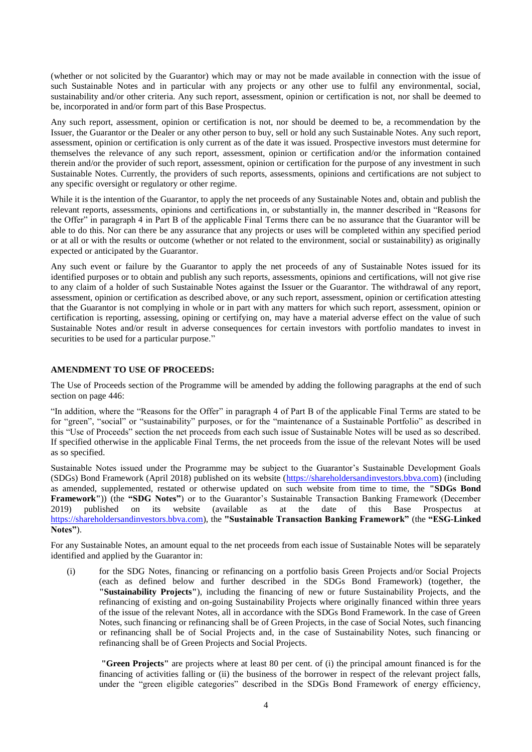(whether or not solicited by the Guarantor) which may or may not be made available in connection with the issue of such Sustainable Notes and in particular with any projects or any other use to fulfil any environmental, social, sustainability and/or other criteria. Any such report, assessment, opinion or certification is not, nor shall be deemed to be, incorporated in and/or form part of this Base Prospectus.

Any such report, assessment, opinion or certification is not, nor should be deemed to be, a recommendation by the Issuer, the Guarantor or the Dealer or any other person to buy, sell or hold any such Sustainable Notes. Any such report, assessment, opinion or certification is only current as of the date it was issued. Prospective investors must determine for themselves the relevance of any such report, assessment, opinion or certification and/or the information contained therein and/or the provider of such report, assessment, opinion or certification for the purpose of any investment in such Sustainable Notes. Currently, the providers of such reports, assessments, opinions and certifications are not subject to any specific oversight or regulatory or other regime.

While it is the intention of the Guarantor, to apply the net proceeds of any Sustainable Notes and, obtain and publish the relevant reports, assessments, opinions and certifications in, or substantially in, the manner described in "Reasons for the Offer" in paragraph 4 in Part B of the applicable Final Terms there can be no assurance that the Guarantor will be able to do this. Nor can there be any assurance that any projects or uses will be completed within any specified period or at all or with the results or outcome (whether or not related to the environment, social or sustainability) as originally expected or anticipated by the Guarantor.

Any such event or failure by the Guarantor to apply the net proceeds of any of Sustainable Notes issued for its identified purposes or to obtain and publish any such reports, assessments, opinions and certifications, will not give rise to any claim of a holder of such Sustainable Notes against the Issuer or the Guarantor. The withdrawal of any report, assessment, opinion or certification as described above, or any such report, assessment, opinion or certification attesting that the Guarantor is not complying in whole or in part with any matters for which such report, assessment, opinion or certification is reporting, assessing, opining or certifying on, may have a material adverse effect on the value of such Sustainable Notes and/or result in adverse consequences for certain investors with portfolio mandates to invest in securities to be used for a particular purpose."

**AMENDMENT TO USE OF PROCEEDS:**

The Use of Proceeds section of the Programme will be amended by adding the following paragraphs at the end of such section on page 446:

"In addition, where the "Reasons for the Offer" in paragraph 4 of Part B of the applicable Final Terms are stated to be for "green", "social" or "sustainability" purposes, or for the "maintenance of a Sustainable Portfolio" as described in this "Use of Proceeds" section the net proceeds from each such issue of Sustainable Notes will be used as so described. If specified otherwise in the applicable Final Terms, the net proceeds from the issue of the relevant Notes will be used as so specified.

Sustainable Notes issued under the Programme may be subject to the Guarantor's Sustainable Development Goals (SDGs) Bond Framework (April 2018) published on its website (https://shareholdersandinvestors.bbva.com) (including as amended, supplemented, restated or otherwise updated on such website from time to time, the **"SDGs Bond Framework"**)) (the **"SDG Notes"**) or to the Guarantor's Sustainable Transaction Banking Framework (December 2019) published on its website (available as at the date of this Base Prospectus at https://shareholdersandinvestors.bbva.com), the **"Sustainable Transaction Banking Framework"** (the **"ESG-Linked Notes"**).

For any Sustainable Notes, an amount equal to the net proceeds from each issue of Sustainable Notes will be separately identified and applied by the Guarantor in:

(i) for the SDG Notes, financing or refinancing on a portfolio basis Green Projects and/or Social Projects (each as defined below and further described in the SDGs Bond Framework) (together, the **"Sustainability Projects"**), including the financing of new or future Sustainability Projects, and the refinancing of existing and on-going Sustainability Projects where originally financed within three years of the issue of the relevant Notes, all in accordance with the SDGs Bond Framework. In the case of Green Notes, such financing or refinancing shall be of Green Projects, in the case of Social Notes, such financing or refinancing shall be of Social Projects and, in the case of Sustainability Notes, such financing or refinancing shall be of Green Projects and Social Projects.

**"Green Projects"** are projects where at least 80 per cent. of (i) the principal amount financed is for the financing of activities falling or (ii) the business of the borrower in respect of the relevant project falls, under the "green eligible categories" described in the SDGs Bond Framework of energy efficiency,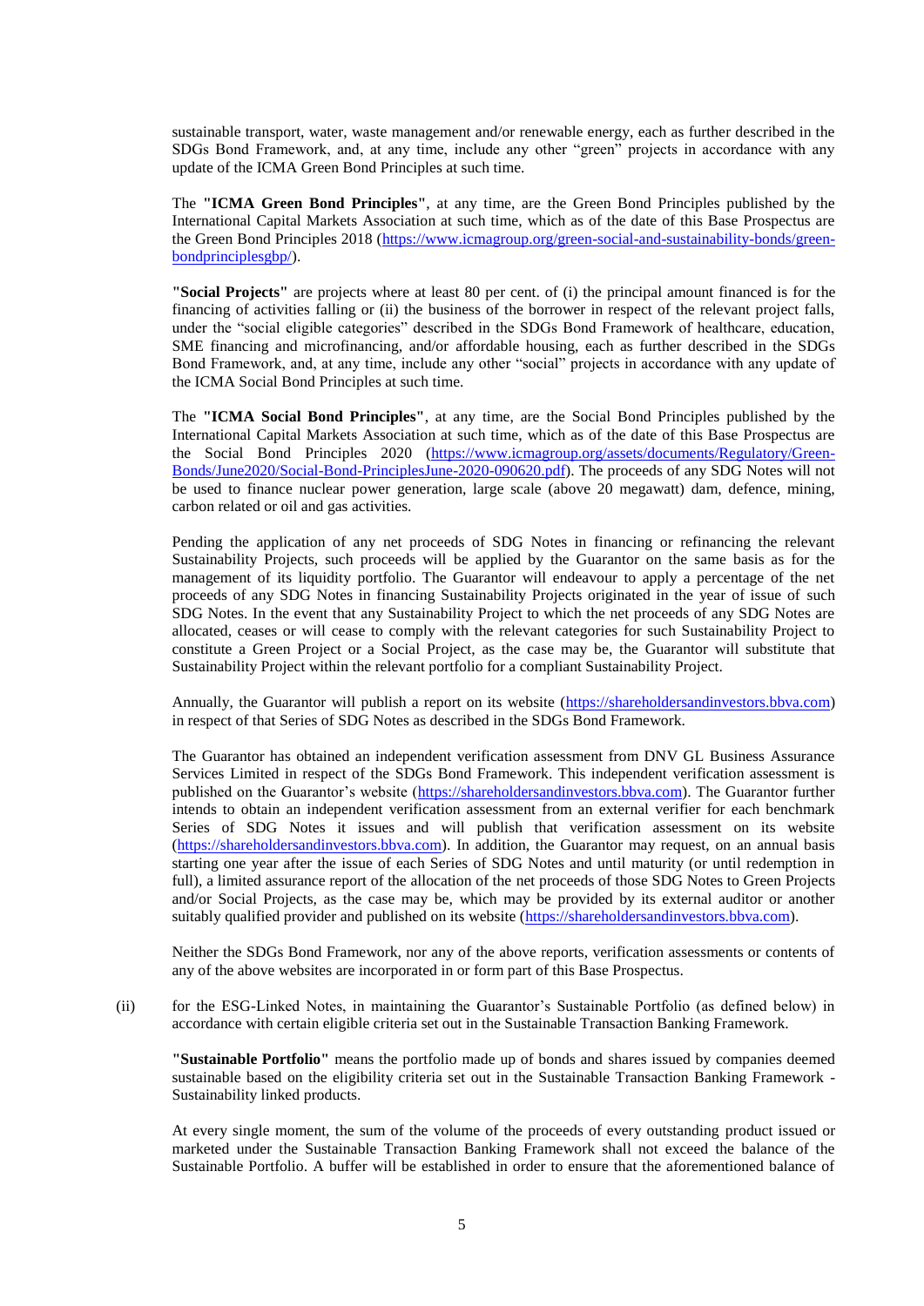sustainable transport, water, waste management and/or renewable energy, each as further described in the SDGs Bond Framework, and, at any time, include any other "green" projects in accordance with any update of the ICMA Green Bond Principles at such time.

The **"ICMA Green Bond Principles"**, at any time, are the Green Bond Principles published by the International Capital Markets Association at such time, which as of the date of this Base Prospectus are the Green Bond Principles 2018 (https://www.icmagroup.org/green-social-and-sustainability-bonds/green-bondprinciplesgbp/).

**"Social Projects"** are projects where at least 80 per cent. of (i) the principal amount financed is for the financing of activities falling or (ii) the business of the borrower in respect of the relevant project falls, under the "social eligible categories" described in the SDGs Bond Framework of healthcare, education, SME financing and microfinancing, and/or affordable housing, each as further described in the SDGs Bond Framework, and, at any time, include any other "social" projects in accordance with any update of the ICMA Social Bond Principles at such time.

The **"ICMA Social Bond Principles"**, at any time, are the Social Bond Principles published by the International Capital Markets Association at such time, which as of the date of this Base Prospectus are the Social Bond Principles 2020 (https://www.icmagroup.org/assets/documents/Regulatory/Green-Bonds/June2020/Social-Bond-PrinciplesJune-2020-090620.pdf). The proceeds of any SDG Notes will not be used to finance nuclear power generation, large scale (above 20 megawatt) dam, defence, mining, carbon related or oil and gas activities.

Pending the application of any net proceeds of SDG Notes in financing or refinancing the relevant Sustainability Projects, such proceeds will be applied by the Guarantor on the same basis as for the management of its liquidity portfolio. The Guarantor will endeavour to apply a percentage of the net proceeds of any SDG Notes in financing Sustainability Projects originated in the year of issue of such SDG Notes. In the event that any Sustainability Project to which the net proceeds of any SDG Notes are allocated, ceases or will cease to comply with the relevant categories for such Sustainability Project to constitute a Green Project or a Social Project, as the case may be, the Guarantor will substitute that Sustainability Project within the relevant portfolio for a compliant Sustainability Project.

Annually, the Guarantor will publish a report on its website (https://shareholdersandinvestors.bbva.com) in respect of that Series of SDG Notes as described in the SDGs Bond Framework.

The Guarantor has obtained an independent verification assessment from DNV GL Business Assurance Services Limited in respect of the SDGs Bond Framework. This independent verification assessment is published on the Guarantor's website (https://shareholdersandinvestors.bbva.com). The Guarantor further intends to obtain an independent verification assessment from an external verifier for each benchmark Series of SDG Notes it issues and will publish that verification assessment on its website (https://shareholdersandinvestors.bbva.com). In addition, the Guarantor may request, on an annual basis starting one year after the issue of each Series of SDG Notes and until maturity (or until redemption in full), a limited assurance report of the allocation of the net proceeds of those SDG Notes to Green Projects and/or Social Projects, as the case may be, which may be provided by its external auditor or another suitably qualified provider and published on its website (https://shareholdersandinvestors.bbva.com).

Neither the SDGs Bond Framework, nor any of the above reports, verification assessments or contents of any of the above websites are incorporated in or form part of this Base Prospectus.

(ii) for the ESG-Linked Notes, in maintaining the Guarantor's Sustainable Portfolio (as defined below) in accordance with certain eligible criteria set out in the Sustainable Transaction Banking Framework.

**"Sustainable Portfolio"** means the portfolio made up of bonds and shares issued by companies deemed sustainable based on the eligibility criteria set out in the Sustainable Transaction Banking Framework - Sustainability linked products.

At every single moment, the sum of the volume of the proceeds of every outstanding product issued or marketed under the Sustainable Transaction Banking Framework shall not exceed the balance of the Sustainable Portfolio. A buffer will be established in order to ensure that the aforementioned balance of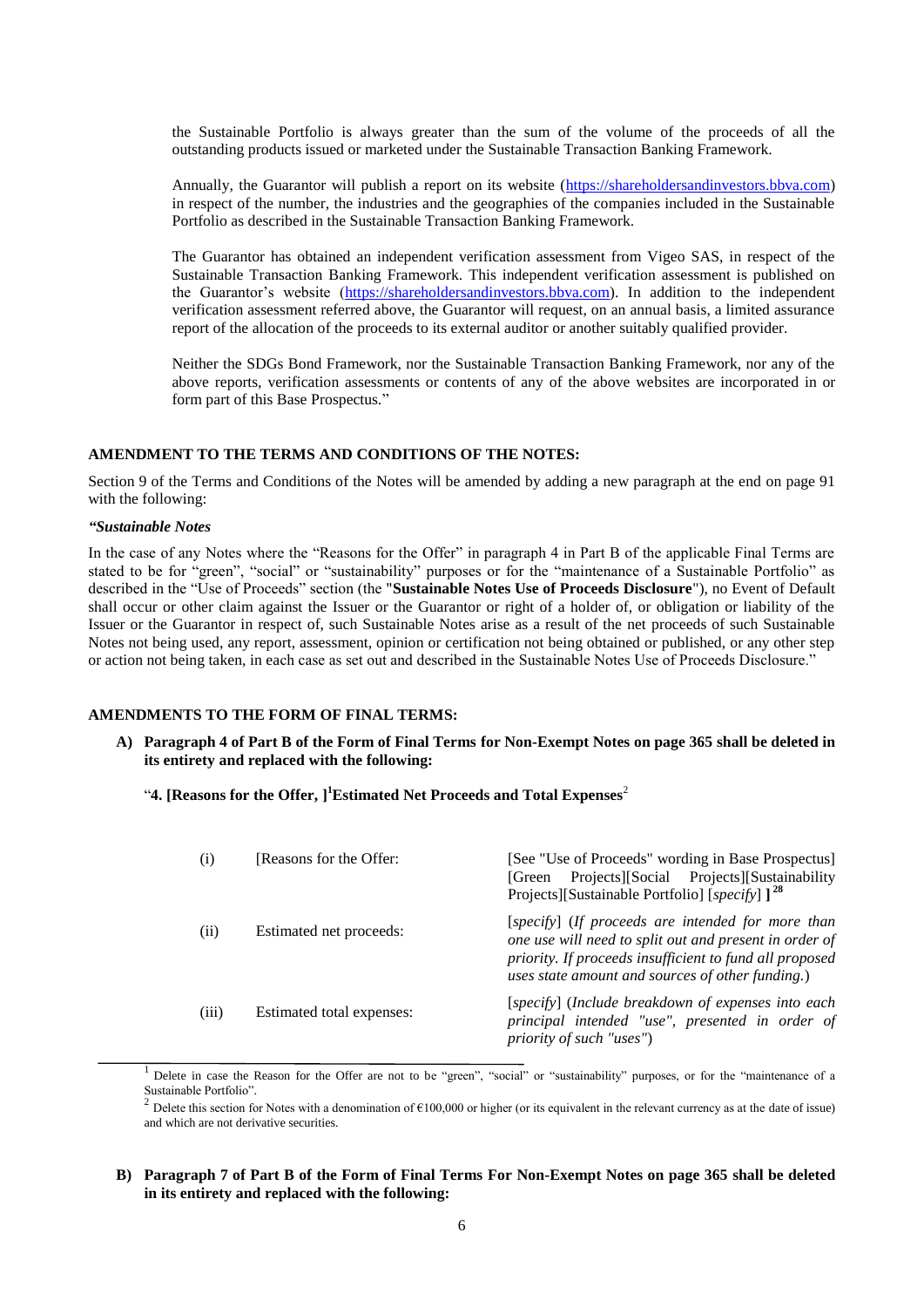the Sustainable Portfolio is always greater than the sum of the volume of the proceeds of all the outstanding products issued or marketed under the Sustainable Transaction Banking Framework.

Annually, the Guarantor will publish a report on its website (https://shareholdersandinvestors.bbva.com) in respect of the number, the industries and the geographies of the companies included in the Sustainable Portfolio as described in the Sustainable Transaction Banking Framework.

The Guarantor has obtained an independent verification assessment from Vigeo SAS, in respect of the Sustainable Transaction Banking Framework. This independent verification assessment is published on the Guarantor's website (https://shareholdersandinvestors.bbva.com). In addition to the independent verification assessment referred above, the Guarantor will request, on an annual basis, a limited assurance report of the allocation of the proceeds to its external auditor or another suitably qualified provider.

Neither the SDGs Bond Framework, nor the Sustainable Transaction Banking Framework, nor any of the above reports, verification assessments or contents of any of the above websites are incorporated in or form part of this Base Prospectus."

**AMENDMENT TO THE TERMS AND CONDITIONS OF THE NOTES:**

Section 9 of the Terms and Conditions of the Notes will be amended by adding a new paragraph at the end on page 91 with the following:

***"Sustainable Notes***

In the case of any Notes where the "Reasons for the Offer" in paragraph 4 in Part B of the applicable Final Terms are stated to be for "green", "social" or "sustainability" purposes or for the "maintenance of a Sustainable Portfolio" as described in the "Use of Proceeds" section (the "**Sustainable Notes Use of Proceeds Disclosure**"), no Event of Default shall occur or other claim against the Issuer or the Guarantor or right of a holder of, or obligation or liability of the Issuer or the Guarantor in respect of, such Sustainable Notes arise as a result of the net proceeds of such Sustainable Notes not being used, any report, assessment, opinion or certification not being obtained or published, or any other step or action not being taken, in each case as set out and described in the Sustainable Notes Use of Proceeds Disclosure."

**AMENDMENTS TO THE FORM OF FINAL TERMS:**

**A) Paragraph 4 of Part B of the Form of Final Terms for Non-Exempt Notes on page 365 shall be deleted in its entirety and replaced with the following:**

"**4. [Reasons for the Offer, ][1]Estimated Net Proceeds and Total Expenses**[2]

| | | |
|---|---|---|
| (i) | [Reasons for the Offer: | [See "Use of Proceeds" wording in Base Prospectus] [Green Projects][Social Projects][Sustainability Projects][Sustainable Portfolio] [*specify*] **]** [28] |
| (ii) | Estimated net proceeds: | [*specify*] (*If proceeds are intended for more than one use will need to split out and present in order of priority. If proceeds insufficient to fund all proposed uses state amount and sources of other funding.*) |
| (iii) | Estimated total expenses: | [*specify*] (*Include breakdown of expenses into each principal intended "use", presented in order of priority of such "uses"*) |

[1] Delete in case the Reason for the Offer are not to be "green", "social" or "sustainability" purposes, or for the "maintenance of a Sustainable Portfolio".

[2] Delete this section for Notes with a denomination of €100,000 or higher (or its equivalent in the relevant currency as at the date of issue) and which are not derivative securities.

**B) Paragraph 7 of Part B of the Form of Final Terms For Non-Exempt Notes on page 365 shall be deleted in its entirety and replaced with the following:**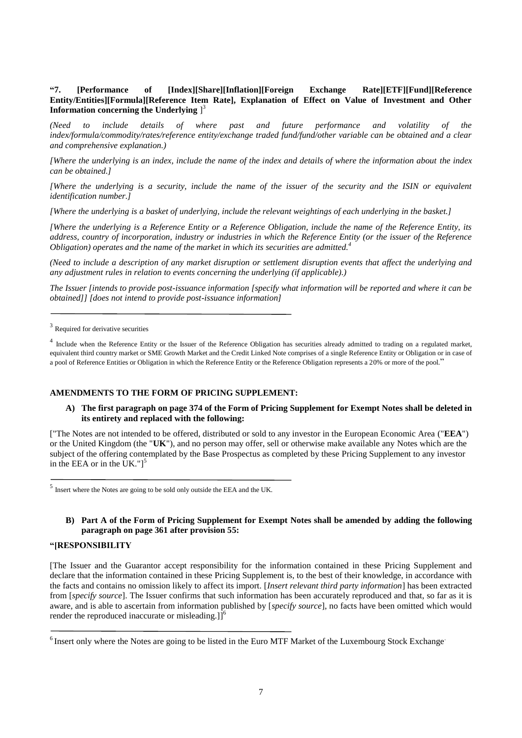**"7. [Performance of [Index][Share][Inflation][Foreign Exchange Rate][ETF][Fund][Reference Entity/Entities][Formula][Reference Item Rate], Explanation of Effect on Value of Investment and Other Information concerning the Underlying ]**[3]

*(Need to include details of where past and future performance and volatility of the index/formula/commodity/rates/reference entity/exchange traded fund/fund/other variable can be obtained and a clear and comprehensive explanation.)*

*[Where the underlying is an index, include the name of the index and details of where the information about the index can be obtained.]*

*[Where the underlying is a security, include the name of the issuer of the security and the ISIN or equivalent identification number.]*

*[Where the underlying is a basket of underlying, include the relevant weightings of each underlying in the basket.]*

*[Where the underlying is a Reference Entity or a Reference Obligation, include the name of the Reference Entity, its address, country of incorporation, industry or industries in which the Reference Entity (or the issuer of the Reference Obligation) operates and the name of the market in which its securities are admitted.*[4]

*(Need to include a description of any market disruption or settlement disruption events that affect the underlying and any adjustment rules in relation to events concerning the underlying (if applicable).)*

*The Issuer [intends to provide post-issuance information [specify what information will be reported and where it can be obtained]] [does not intend to provide post-issuance information]*

---

[3] Required for derivative securities

[4] Include when the Reference Entity or the Issuer of the Reference Obligation has securities already admitted to trading on a regulated market, equivalent third country market or SME Growth Market and the Credit Linked Note comprises of a single Reference Entity or Obligation or in case of a pool of Reference Entities or Obligation in which the Reference Entity or the Reference Obligation represents a 20% or more of the pool."

**AMENDMENTS TO THE FORM OF PRICING SUPPLEMENT:**

**A) The first paragraph on page 374 of the Form of Pricing Supplement for Exempt Notes shall be deleted in its entirety and replaced with the following:**

["The Notes are not intended to be offered, distributed or sold to any investor in the European Economic Area ("**EEA**") or the United Kingdom (the "**UK**"), and no person may offer, sell or otherwise make available any Notes which are the subject of the offering contemplated by the Base Prospectus as completed by these Pricing Supplement to any investor in the EEA or in the UK."][5]

---

[5] Insert where the Notes are going to be sold only outside the EEA and the UK.

**B) Part A of the Form of Pricing Supplement for Exempt Notes shall be amended by adding the following paragraph on page 361 after provision 55:**

**"[RESPONSIBILITY**

[The Issuer and the Guarantor accept responsibility for the information contained in these Pricing Supplement and declare that the information contained in these Pricing Supplement is, to the best of their knowledge, in accordance with the facts and contains no omission likely to affect its import. [*Insert relevant third party information*] has been extracted from [*specify source*]. The Issuer confirms that such information has been accurately reproduced and that, so far as it is aware, and is able to ascertain from information published by [*specify source*], no facts have been omitted which would render the reproduced inaccurate or misleading.]][6]

---

[6] Insert only where the Notes are going to be listed in the Euro MTF Market of the Luxembourg Stock Exchange.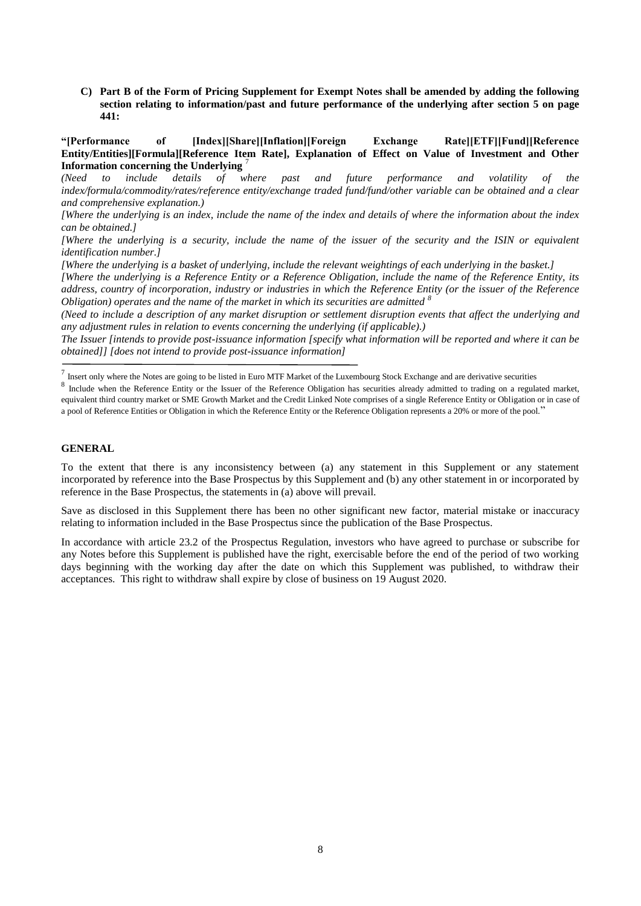**C) Part B of the Form of Pricing Supplement for Exempt Notes shall be amended by adding the following section relating to information/past and future performance of the underlying after section 5 on page 441:**

**"[Performance of [Index][Share][Inflation][Foreign Exchange Rate][ETF][Fund][Reference Entity/Entities][Formula][Reference Item Rate], Explanation of Effect on Value of Investment and Other Information concerning the Underlying** [7]

*(Need to include details of where past and future performance and volatility of the index/formula/commodity/rates/reference entity/exchange traded fund/fund/other variable can be obtained and a clear and comprehensive explanation.)*

*[Where the underlying is an index, include the name of the index and details of where the information about the index can be obtained.]*

*[Where the underlying is a security, include the name of the issuer of the security and the ISIN or equivalent identification number.]*

*[Where the underlying is a basket of underlying, include the relevant weightings of each underlying in the basket.]*

*[Where the underlying is a Reference Entity or a Reference Obligation, include the name of the Reference Entity, its address, country of incorporation, industry or industries in which the Reference Entity (or the issuer of the Reference Obligation) operates and the name of the market in which its securities are admitted* [8]

*(Need to include a description of any market disruption or settlement disruption events that affect the underlying and any adjustment rules in relation to events concerning the underlying (if applicable).)*

*The Issuer [intends to provide post-issuance information [specify what information will be reported and where it can be obtained]] [does not intend to provide post-issuance information]*

---

[7] Insert only where the Notes are going to be listed in Euro MTF Market of the Luxembourg Stock Exchange and are derivative securities

[8] Include when the Reference Entity or the Issuer of the Reference Obligation has securities already admitted to trading on a regulated market, equivalent third country market or SME Growth Market and the Credit Linked Note comprises of a single Reference Entity or Obligation or in case of a pool of Reference Entities or Obligation in which the Reference Entity or the Reference Obligation represents a 20% or more of the pool."

## GENERAL

To the extent that there is any inconsistency between (a) any statement in this Supplement or any statement incorporated by reference into the Base Prospectus by this Supplement and (b) any other statement in or incorporated by reference in the Base Prospectus, the statements in (a) above will prevail.

Save as disclosed in this Supplement there has been no other significant new factor, material mistake or inaccuracy relating to information included in the Base Prospectus since the publication of the Base Prospectus.

In accordance with article 23.2 of the Prospectus Regulation, investors who have agreed to purchase or subscribe for any Notes before this Supplement is published have the right, exercisable before the end of the period of two working days beginning with the working day after the date on which this Supplement was published, to withdraw their acceptances. This right to withdraw shall expire by close of business on 19 August 2020.